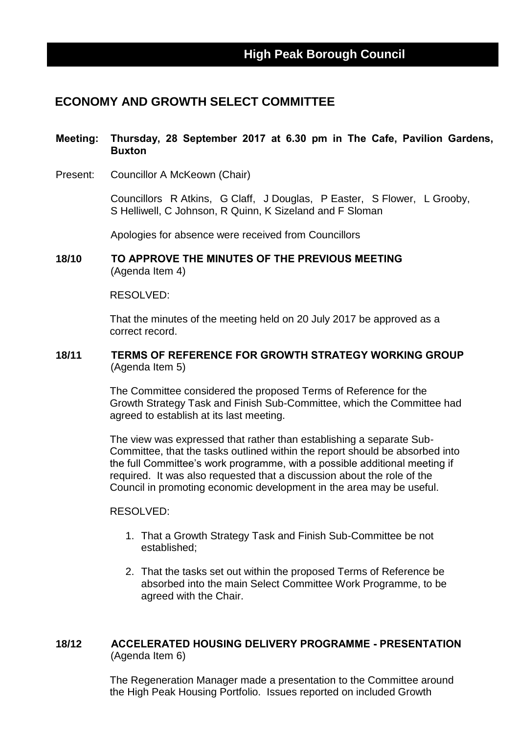# High Peak Borough Council

## ECONOMY AND GROWTH SELECT COMMITTEE

**Meeting: Thursday, 28 September 2017 at 6.30 pm in The Cafe, Pavilion Gardens, Buxton**

Present: Councillor A McKeown (Chair)

Councillors R Atkins, G Claff, J Douglas, P Easter, S Flower, L Grooby, S Helliwell, C Johnson, R Quinn, K Sizeland and F Sloman

Apologies for absence were received from Councillors

### 18/10 TO APPROVE THE MINUTES OF THE PREVIOUS MEETING
(Agenda Item 4)

RESOLVED:

That the minutes of the meeting held on 20 July 2017 be approved as a correct record.

### 18/11 TERMS OF REFERENCE FOR GROWTH STRATEGY WORKING GROUP
(Agenda Item 5)

The Committee considered the proposed Terms of Reference for the Growth Strategy Task and Finish Sub-Committee, which the Committee had agreed to establish at its last meeting.

The view was expressed that rather than establishing a separate Sub-Committee, that the tasks outlined within the report should be absorbed into the full Committee's work programme, with a possible additional meeting if required. It was also requested that a discussion about the role of the Council in promoting economic development in the area may be useful.

RESOLVED:

1. That a Growth Strategy Task and Finish Sub-Committee be not established;
2. That the tasks set out within the proposed Terms of Reference be absorbed into the main Select Committee Work Programme, to be agreed with the Chair.

### 18/12 ACCELERATED HOUSING DELIVERY PROGRAMME - PRESENTATION
(Agenda Item 6)

The Regeneration Manager made a presentation to the Committee around the High Peak Housing Portfolio. Issues reported on included Growth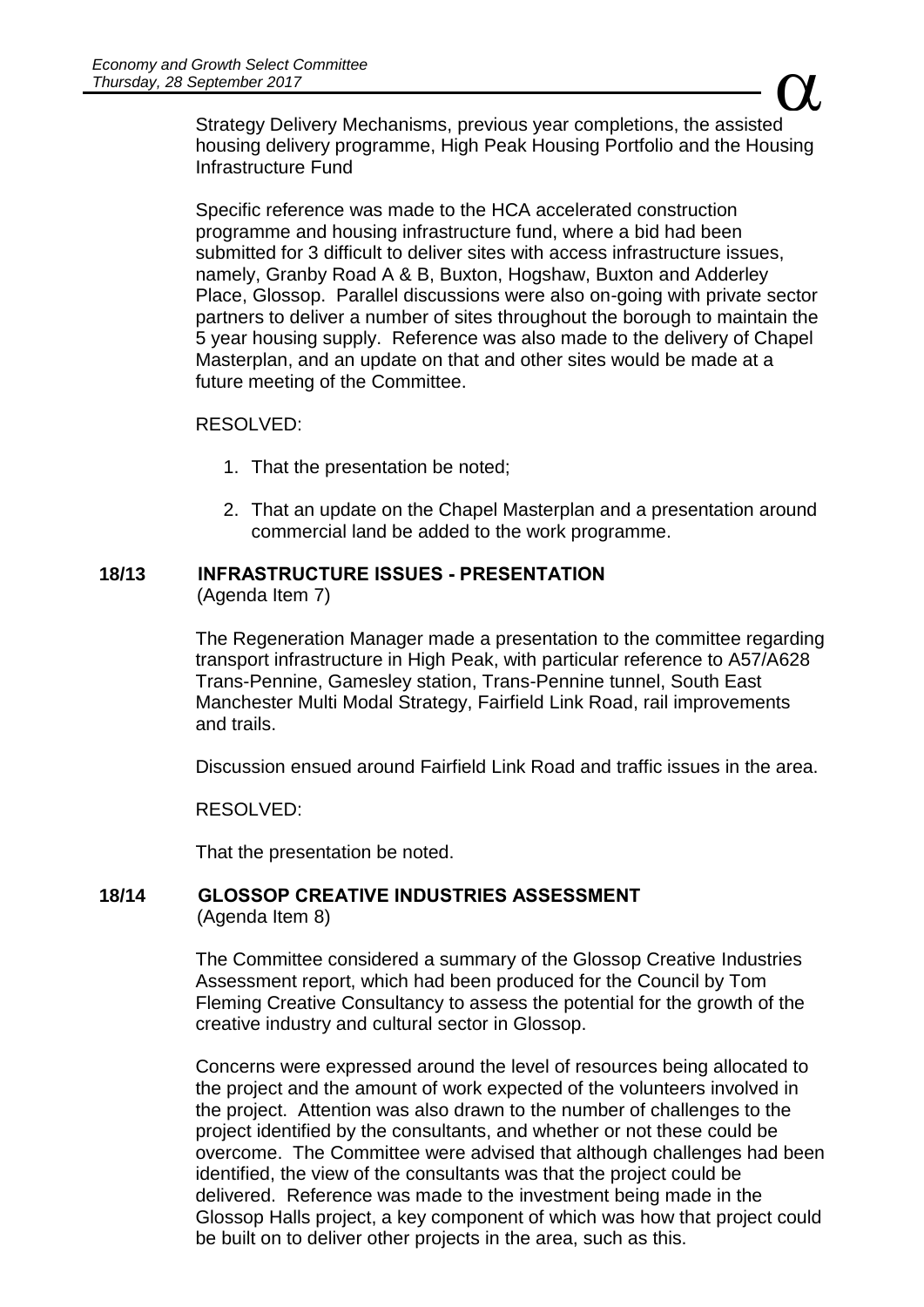Strategy Delivery Mechanisms, previous year completions, the assisted housing delivery programme, High Peak Housing Portfolio and the Housing Infrastructure Fund

Specific reference was made to the HCA accelerated construction programme and housing infrastructure fund, where a bid had been submitted for 3 difficult to deliver sites with access infrastructure issues, namely, Granby Road A & B, Buxton, Hogshaw, Buxton and Adderley Place, Glossop. Parallel discussions were also on-going with private sector partners to deliver a number of sites throughout the borough to maintain the 5 year housing supply. Reference was also made to the delivery of Chapel Masterplan, and an update on that and other sites would be made at a future meeting of the Committee.

RESOLVED:

1. That the presentation be noted;
2. That an update on the Chapel Masterplan and a presentation around commercial land be added to the work programme.

## 18/13 INFRASTRUCTURE ISSUES - PRESENTATION

(Agenda Item 7)

The Regeneration Manager made a presentation to the committee regarding transport infrastructure in High Peak, with particular reference to A57/A628 Trans-Pennine, Gamesley station, Trans-Pennine tunnel, South East Manchester Multi Modal Strategy, Fairfield Link Road, rail improvements and trails.

Discussion ensued around Fairfield Link Road and traffic issues in the area.

RESOLVED:

That the presentation be noted.

## 18/14 GLOSSOP CREATIVE INDUSTRIES ASSESSMENT

(Agenda Item 8)

The Committee considered a summary of the Glossop Creative Industries Assessment report, which had been produced for the Council by Tom Fleming Creative Consultancy to assess the potential for the growth of the creative industry and cultural sector in Glossop.

Concerns were expressed around the level of resources being allocated to the project and the amount of work expected of the volunteers involved in the project. Attention was also drawn to the number of challenges to the project identified by the consultants, and whether or not these could be overcome. The Committee were advised that although challenges had been identified, the view of the consultants was that the project could be delivered. Reference was made to the investment being made in the Glossop Halls project, a key component of which was how that project could be built on to deliver other projects in the area, such as this.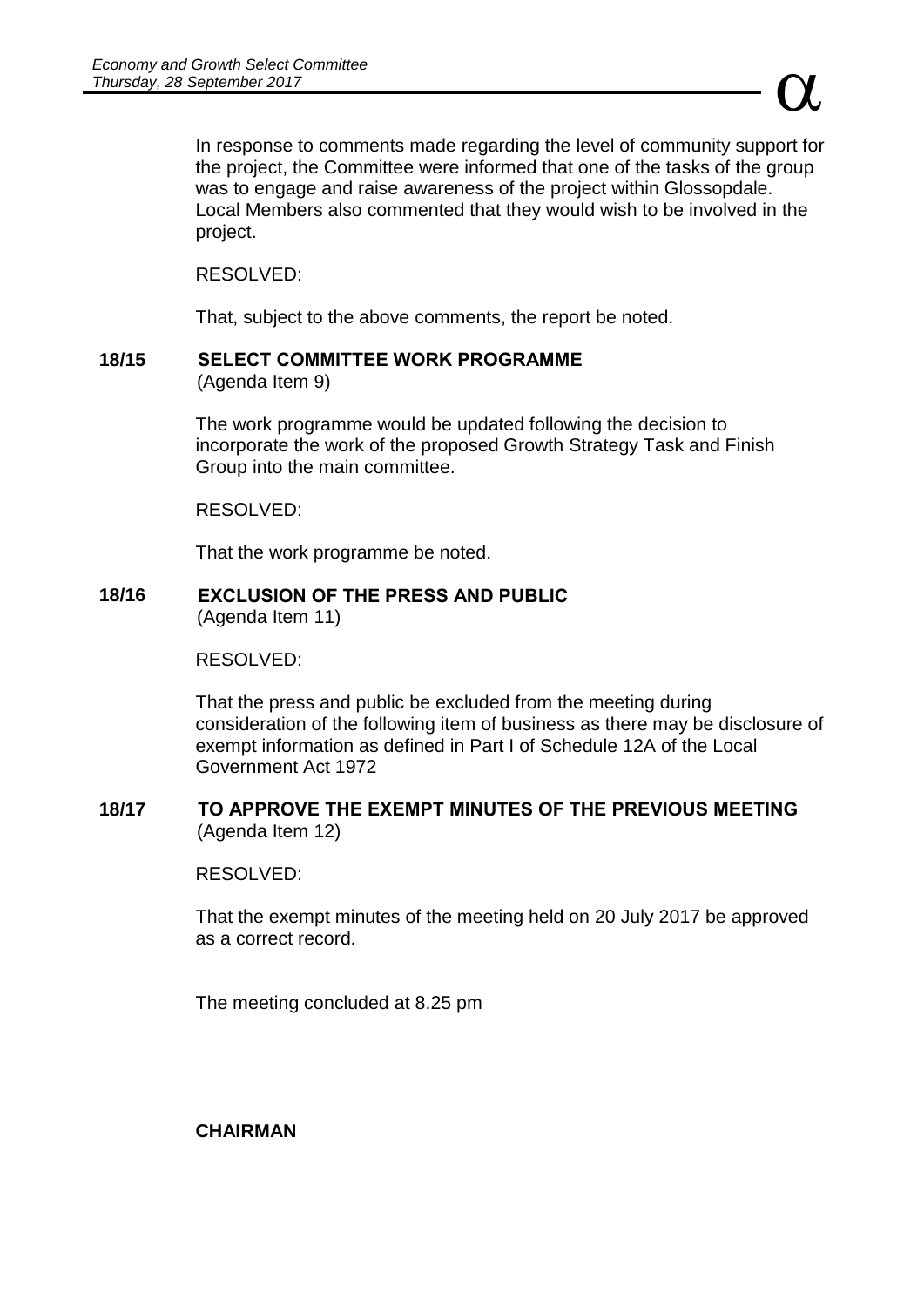In response to comments made regarding the level of community support for the project, the Committee were informed that one of the tasks of the group was to engage and raise awareness of the project within Glossopdale. Local Members also commented that they would wish to be involved in the project.

RESOLVED:

That, subject to the above comments, the report be noted.

**18/15 SELECT COMMITTEE WORK PROGRAMME**
(Agenda Item 9)

The work programme would be updated following the decision to incorporate the work of the proposed Growth Strategy Task and Finish Group into the main committee.

RESOLVED:

That the work programme be noted.

**18/16 EXCLUSION OF THE PRESS AND PUBLIC**
(Agenda Item 11)

RESOLVED:

That the press and public be excluded from the meeting during consideration of the following item of business as there may be disclosure of exempt information as defined in Part I of Schedule 12A of the Local Government Act 1972

**18/17 TO APPROVE THE EXEMPT MINUTES OF THE PREVIOUS MEETING**
(Agenda Item 12)

RESOLVED:

That the exempt minutes of the meeting held on 20 July 2017 be approved as a correct record.

The meeting concluded at 8.25 pm

**CHAIRMAN**